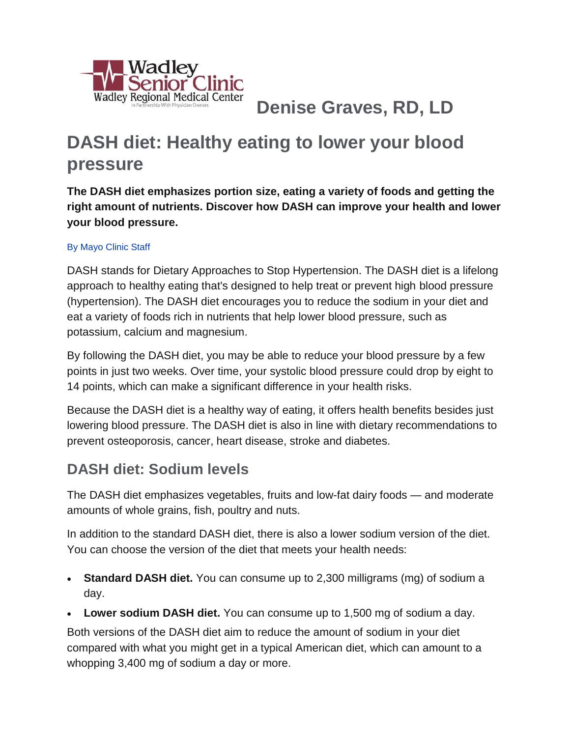Wadley Senior Clinic
Wadley Regional Medical Center
In Partnership With Physician Owners

**Denise Graves, RD, LD**

# DASH diet: Healthy eating to lower your blood pressure

**The DASH diet emphasizes portion size, eating a variety of foods and getting the right amount of nutrients. Discover how DASH can improve your health and lower your blood pressure.**

By Mayo Clinic Staff

DASH stands for Dietary Approaches to Stop Hypertension. The DASH diet is a lifelong approach to healthy eating that's designed to help treat or prevent high blood pressure (hypertension). The DASH diet encourages you to reduce the sodium in your diet and eat a variety of foods rich in nutrients that help lower blood pressure, such as potassium, calcium and magnesium.

By following the DASH diet, you may be able to reduce your blood pressure by a few points in just two weeks. Over time, your systolic blood pressure could drop by eight to 14 points, which can make a significant difference in your health risks.

Because the DASH diet is a healthy way of eating, it offers health benefits besides just lowering blood pressure. The DASH diet is also in line with dietary recommendations to prevent osteoporosis, cancer, heart disease, stroke and diabetes.

## DASH diet: Sodium levels

The DASH diet emphasizes vegetables, fruits and low-fat dairy foods — and moderate amounts of whole grains, fish, poultry and nuts.

In addition to the standard DASH diet, there is also a lower sodium version of the diet. You can choose the version of the diet that meets your health needs:

- **Standard DASH diet.** You can consume up to 2,300 milligrams (mg) of sodium a day.
- **Lower sodium DASH diet.** You can consume up to 1,500 mg of sodium a day.

Both versions of the DASH diet aim to reduce the amount of sodium in your diet compared with what you might get in a typical American diet, which can amount to a whopping 3,400 mg of sodium a day or more.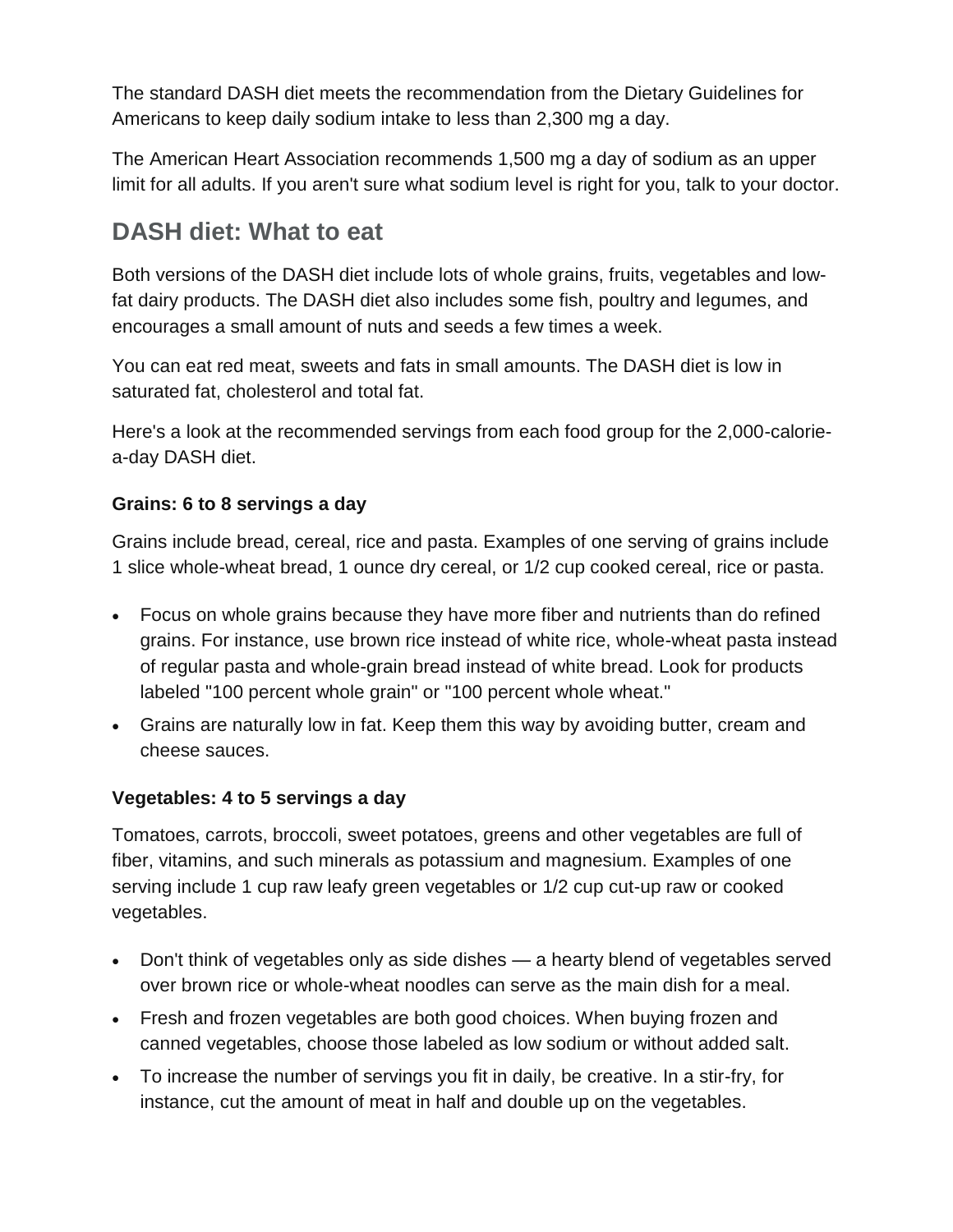The standard DASH diet meets the recommendation from the Dietary Guidelines for Americans to keep daily sodium intake to less than 2,300 mg a day.

The American Heart Association recommends 1,500 mg a day of sodium as an upper limit for all adults. If you aren't sure what sodium level is right for you, talk to your doctor.

## DASH diet: What to eat

Both versions of the DASH diet include lots of whole grains, fruits, vegetables and low-fat dairy products. The DASH diet also includes some fish, poultry and legumes, and encourages a small amount of nuts and seeds a few times a week.

You can eat red meat, sweets and fats in small amounts. The DASH diet is low in saturated fat, cholesterol and total fat.

Here's a look at the recommended servings from each food group for the 2,000-calorie-a-day DASH diet.

### Grains: 6 to 8 servings a day

Grains include bread, cereal, rice and pasta. Examples of one serving of grains include 1 slice whole-wheat bread, 1 ounce dry cereal, or 1/2 cup cooked cereal, rice or pasta.

- Focus on whole grains because they have more fiber and nutrients than do refined grains. For instance, use brown rice instead of white rice, whole-wheat pasta instead of regular pasta and whole-grain bread instead of white bread. Look for products labeled "100 percent whole grain" or "100 percent whole wheat."
- Grains are naturally low in fat. Keep them this way by avoiding butter, cream and cheese sauces.

### Vegetables: 4 to 5 servings a day

Tomatoes, carrots, broccoli, sweet potatoes, greens and other vegetables are full of fiber, vitamins, and such minerals as potassium and magnesium. Examples of one serving include 1 cup raw leafy green vegetables or 1/2 cup cut-up raw or cooked vegetables.

- Don't think of vegetables only as side dishes — a hearty blend of vegetables served over brown rice or whole-wheat noodles can serve as the main dish for a meal.
- Fresh and frozen vegetables are both good choices. When buying frozen and canned vegetables, choose those labeled as low sodium or without added salt.
- To increase the number of servings you fit in daily, be creative. In a stir-fry, for instance, cut the amount of meat in half and double up on the vegetables.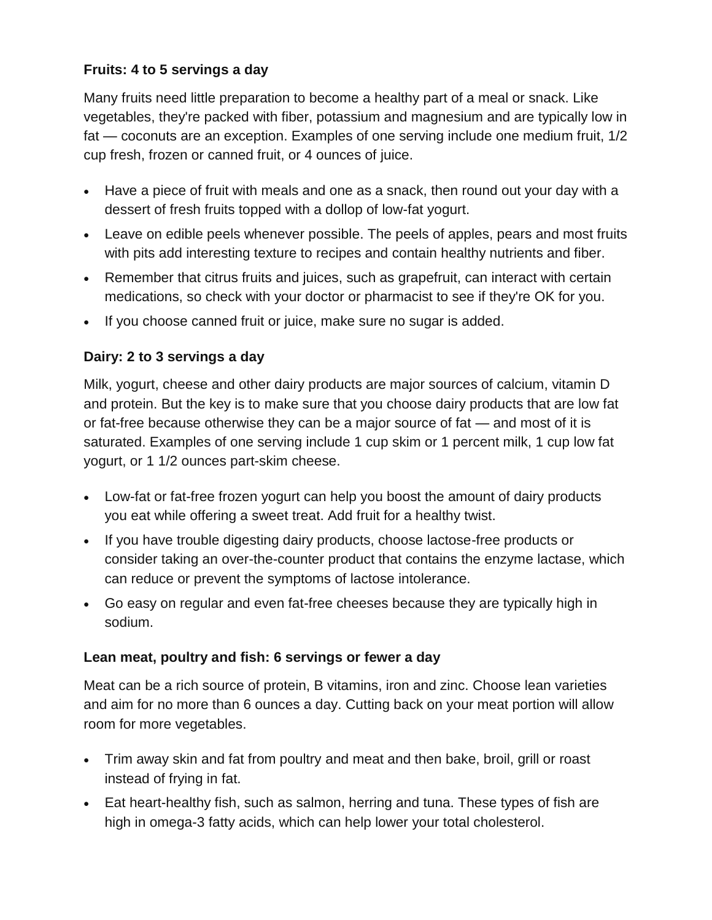**Fruits: 4 to 5 servings a day**

Many fruits need little preparation to become a healthy part of a meal or snack. Like vegetables, they're packed with fiber, potassium and magnesium and are typically low in fat — coconuts are an exception. Examples of one serving include one medium fruit, 1/2 cup fresh, frozen or canned fruit, or 4 ounces of juice.

- Have a piece of fruit with meals and one as a snack, then round out your day with a dessert of fresh fruits topped with a dollop of low-fat yogurt.
- Leave on edible peels whenever possible. The peels of apples, pears and most fruits with pits add interesting texture to recipes and contain healthy nutrients and fiber.
- Remember that citrus fruits and juices, such as grapefruit, can interact with certain medications, so check with your doctor or pharmacist to see if they're OK for you.
- If you choose canned fruit or juice, make sure no sugar is added.

**Dairy: 2 to 3 servings a day**

Milk, yogurt, cheese and other dairy products are major sources of calcium, vitamin D and protein. But the key is to make sure that you choose dairy products that are low fat or fat-free because otherwise they can be a major source of fat — and most of it is saturated. Examples of one serving include 1 cup skim or 1 percent milk, 1 cup low fat yogurt, or 1 1/2 ounces part-skim cheese.

- Low-fat or fat-free frozen yogurt can help you boost the amount of dairy products you eat while offering a sweet treat. Add fruit for a healthy twist.
- If you have trouble digesting dairy products, choose lactose-free products or consider taking an over-the-counter product that contains the enzyme lactase, which can reduce or prevent the symptoms of lactose intolerance.
- Go easy on regular and even fat-free cheeses because they are typically high in sodium.

**Lean meat, poultry and fish: 6 servings or fewer a day**

Meat can be a rich source of protein, B vitamins, iron and zinc. Choose lean varieties and aim for no more than 6 ounces a day. Cutting back on your meat portion will allow room for more vegetables.

- Trim away skin and fat from poultry and meat and then bake, broil, grill or roast instead of frying in fat.
- Eat heart-healthy fish, such as salmon, herring and tuna. These types of fish are high in omega-3 fatty acids, which can help lower your total cholesterol.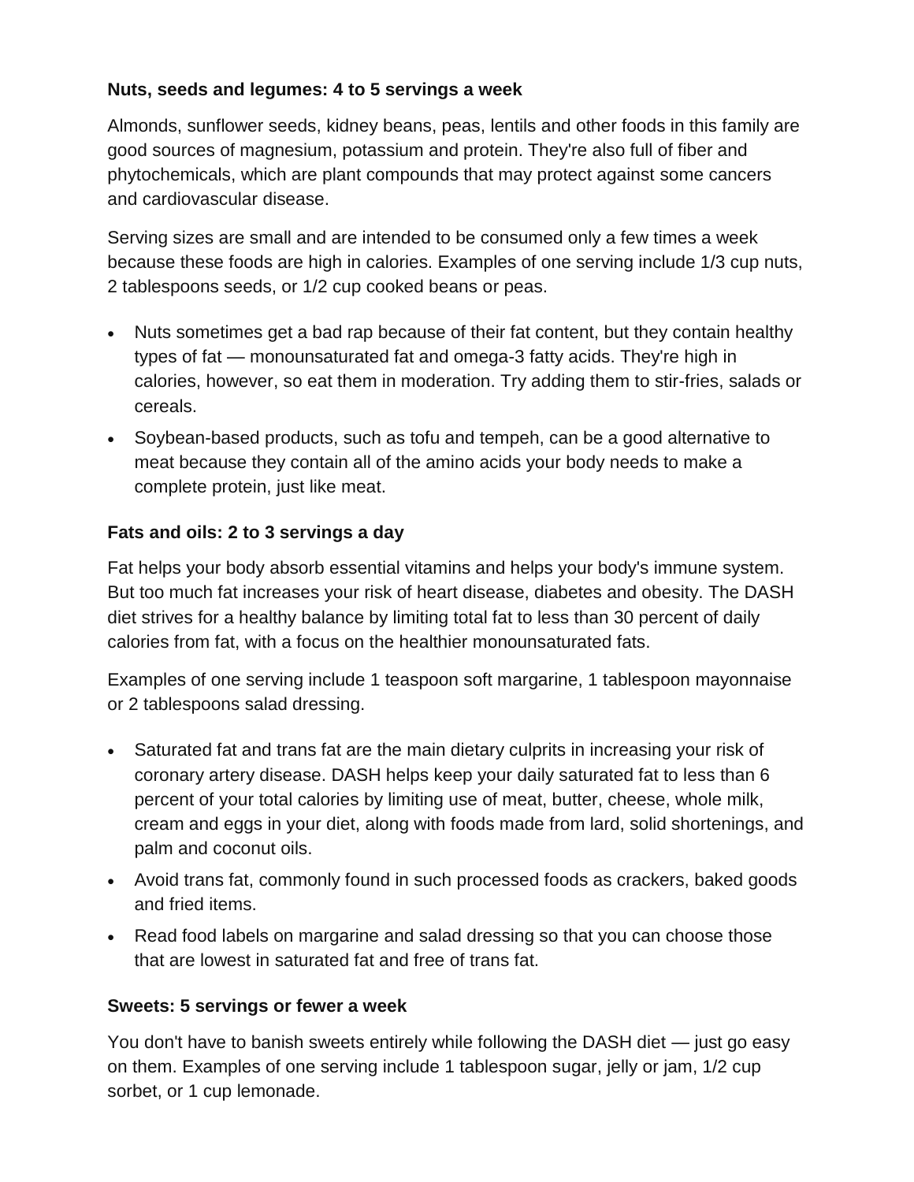**Nuts, seeds and legumes: 4 to 5 servings a week**

Almonds, sunflower seeds, kidney beans, peas, lentils and other foods in this family are good sources of magnesium, potassium and protein. They're also full of fiber and phytochemicals, which are plant compounds that may protect against some cancers and cardiovascular disease.

Serving sizes are small and are intended to be consumed only a few times a week because these foods are high in calories. Examples of one serving include 1/3 cup nuts, 2 tablespoons seeds, or 1/2 cup cooked beans or peas.

- Nuts sometimes get a bad rap because of their fat content, but they contain healthy types of fat — monounsaturated fat and omega-3 fatty acids. They're high in calories, however, so eat them in moderation. Try adding them to stir-fries, salads or cereals.
- Soybean-based products, such as tofu and tempeh, can be a good alternative to meat because they contain all of the amino acids your body needs to make a complete protein, just like meat.

**Fats and oils: 2 to 3 servings a day**

Fat helps your body absorb essential vitamins and helps your body's immune system. But too much fat increases your risk of heart disease, diabetes and obesity. The DASH diet strives for a healthy balance by limiting total fat to less than 30 percent of daily calories from fat, with a focus on the healthier monounsaturated fats.

Examples of one serving include 1 teaspoon soft margarine, 1 tablespoon mayonnaise or 2 tablespoons salad dressing.

- Saturated fat and trans fat are the main dietary culprits in increasing your risk of coronary artery disease. DASH helps keep your daily saturated fat to less than 6 percent of your total calories by limiting use of meat, butter, cheese, whole milk, cream and eggs in your diet, along with foods made from lard, solid shortenings, and palm and coconut oils.
- Avoid trans fat, commonly found in such processed foods as crackers, baked goods and fried items.
- Read food labels on margarine and salad dressing so that you can choose those that are lowest in saturated fat and free of trans fat.

**Sweets: 5 servings or fewer a week**

You don't have to banish sweets entirely while following the DASH diet — just go easy on them. Examples of one serving include 1 tablespoon sugar, jelly or jam, 1/2 cup sorbet, or 1 cup lemonade.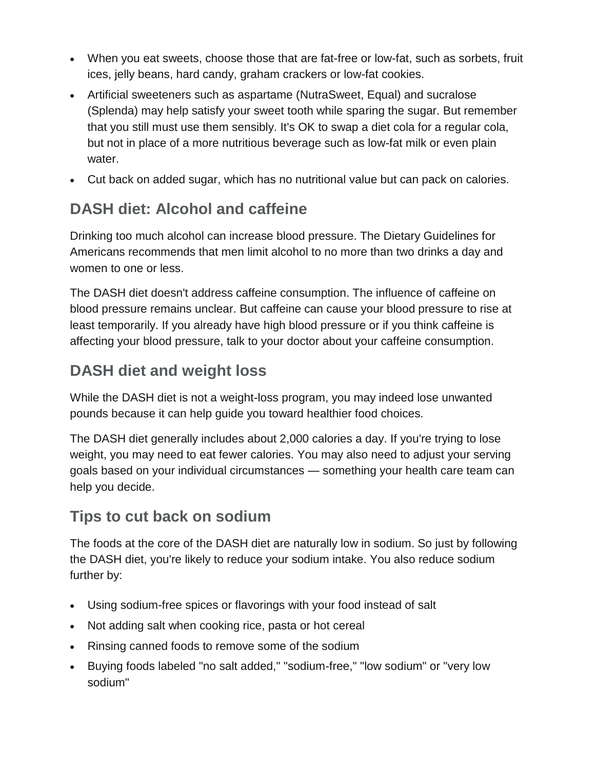- When you eat sweets, choose those that are fat-free or low-fat, such as sorbets, fruit ices, jelly beans, hard candy, graham crackers or low-fat cookies.
- Artificial sweeteners such as aspartame (NutraSweet, Equal) and sucralose (Splenda) may help satisfy your sweet tooth while sparing the sugar. But remember that you still must use them sensibly. It's OK to swap a diet cola for a regular cola, but not in place of a more nutritious beverage such as low-fat milk or even plain water.
- Cut back on added sugar, which has no nutritional value but can pack on calories.

## DASH diet: Alcohol and caffeine

Drinking too much alcohol can increase blood pressure. The Dietary Guidelines for Americans recommends that men limit alcohol to no more than two drinks a day and women to one or less.

The DASH diet doesn't address caffeine consumption. The influence of caffeine on blood pressure remains unclear. But caffeine can cause your blood pressure to rise at least temporarily. If you already have high blood pressure or if you think caffeine is affecting your blood pressure, talk to your doctor about your caffeine consumption.

## DASH diet and weight loss

While the DASH diet is not a weight-loss program, you may indeed lose unwanted pounds because it can help guide you toward healthier food choices.

The DASH diet generally includes about 2,000 calories a day. If you're trying to lose weight, you may need to eat fewer calories. You may also need to adjust your serving goals based on your individual circumstances — something your health care team can help you decide.

## Tips to cut back on sodium

The foods at the core of the DASH diet are naturally low in sodium. So just by following the DASH diet, you're likely to reduce your sodium intake. You also reduce sodium further by:

- Using sodium-free spices or flavorings with your food instead of salt
- Not adding salt when cooking rice, pasta or hot cereal
- Rinsing canned foods to remove some of the sodium
- Buying foods labeled "no salt added," "sodium-free," "low sodium" or "very low sodium"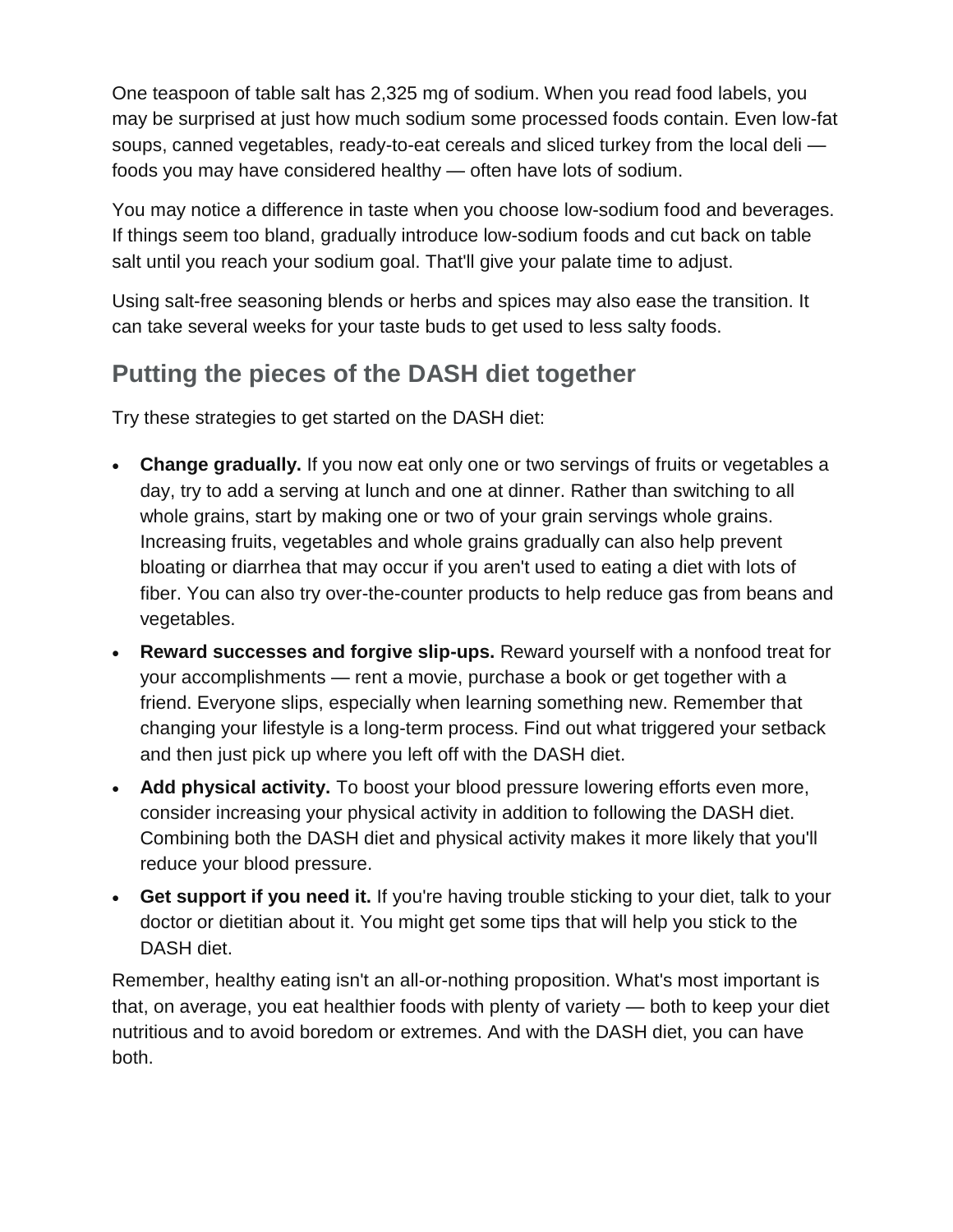One teaspoon of table salt has 2,325 mg of sodium. When you read food labels, you may be surprised at just how much sodium some processed foods contain. Even low-fat soups, canned vegetables, ready-to-eat cereals and sliced turkey from the local deli — foods you may have considered healthy — often have lots of sodium.

You may notice a difference in taste when you choose low-sodium food and beverages. If things seem too bland, gradually introduce low-sodium foods and cut back on table salt until you reach your sodium goal. That'll give your palate time to adjust.

Using salt-free seasoning blends or herbs and spices may also ease the transition. It can take several weeks for your taste buds to get used to less salty foods.

## Putting the pieces of the DASH diet together

Try these strategies to get started on the DASH diet:

- **Change gradually.** If you now eat only one or two servings of fruits or vegetables a day, try to add a serving at lunch and one at dinner. Rather than switching to all whole grains, start by making one or two of your grain servings whole grains. Increasing fruits, vegetables and whole grains gradually can also help prevent bloating or diarrhea that may occur if you aren't used to eating a diet with lots of fiber. You can also try over-the-counter products to help reduce gas from beans and vegetables.
- **Reward successes and forgive slip-ups.** Reward yourself with a nonfood treat for your accomplishments — rent a movie, purchase a book or get together with a friend. Everyone slips, especially when learning something new. Remember that changing your lifestyle is a long-term process. Find out what triggered your setback and then just pick up where you left off with the DASH diet.
- **Add physical activity.** To boost your blood pressure lowering efforts even more, consider increasing your physical activity in addition to following the DASH diet. Combining both the DASH diet and physical activity makes it more likely that you'll reduce your blood pressure.
- **Get support if you need it.** If you're having trouble sticking to your diet, talk to your doctor or dietitian about it. You might get some tips that will help you stick to the DASH diet.

Remember, healthy eating isn't an all-or-nothing proposition. What's most important is that, on average, you eat healthier foods with plenty of variety — both to keep your diet nutritious and to avoid boredom or extremes. And with the DASH diet, you can have both.